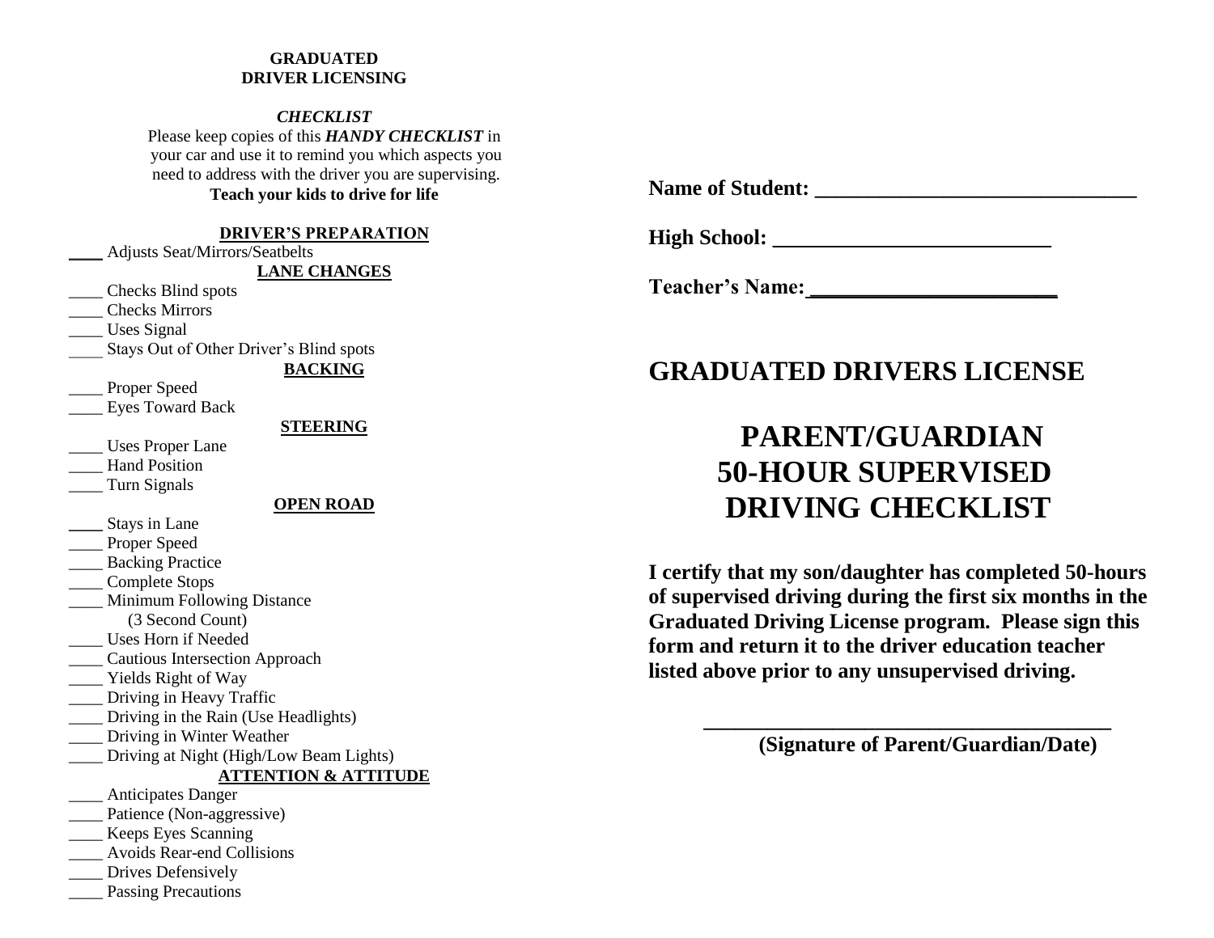**GRADUATED**
**DRIVER LICENSING**

***CHECKLIST***

Please keep copies of this ***HANDY CHECKLIST*** in your car and use it to remind you which aspects you need to address with the driver you are supervising.

**Teach your kids to drive for life**

**DRIVER'S PREPARATION**

____ Adjusts Seat/Mirrors/Seatbelts

**LANE CHANGES**

____ Checks Blind spots
____ Checks Mirrors
____ Uses Signal
____ Stays Out of Other Driver's Blind spots

**BACKING**

____ Proper Speed
____ Eyes Toward Back

**STEERING**

____ Uses Proper Lane
____ Hand Position
____ Turn Signals

**OPEN ROAD**

____ Stays in Lane
____ Proper Speed
____ Backing Practice
____ Complete Stops
____ Minimum Following Distance (3 Second Count)
____ Uses Horn if Needed
____ Cautious Intersection Approach
____ Yields Right of Way
____ Driving in Heavy Traffic
____ Driving in the Rain (Use Headlights)
____ Driving in Winter Weather
____ Driving at Night (High/Low Beam Lights)

**ATTENTION & ATTITUDE**

____ Anticipates Danger
____ Patience (Non-aggressive)
____ Keeps Eyes Scanning
____ Avoids Rear-end Collisions
____ Drives Defensively
____ Passing Precautions

**Name of Student: ______________________________**

**High School: __________________________**

**Teacher's Name: _______________________**

# GRADUATED DRIVERS LICENSE

# PARENT/GUARDIAN 50-HOUR SUPERVISED DRIVING CHECKLIST

**I certify that my son/daughter has completed 50-hours of supervised driving during the first six months in the Graduated Driving License program. Please sign this form and return it to the driver education teacher listed above prior to any unsupervised driving.**

______________________________________

**(Signature of Parent/Guardian/Date)**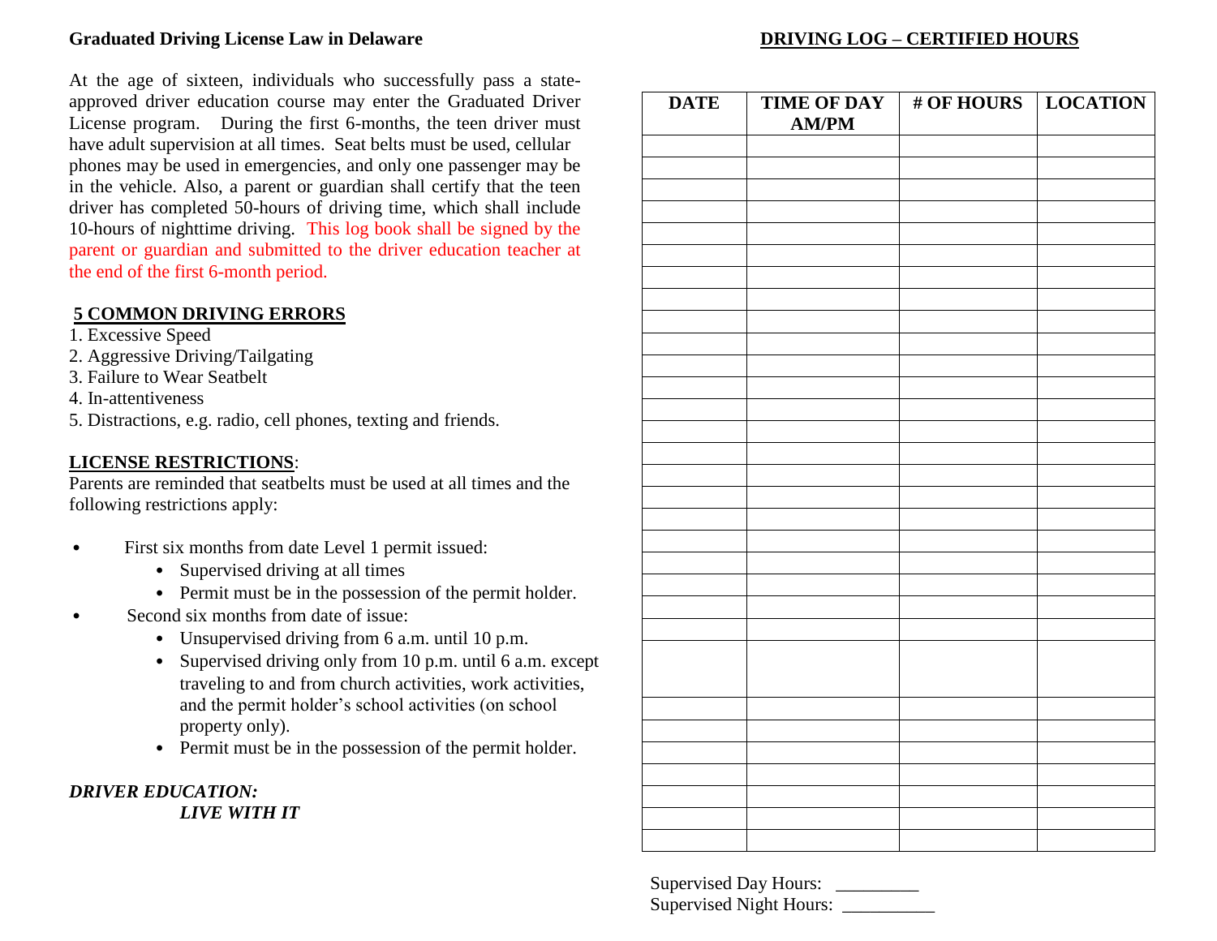## Graduated Driving License Law in Delaware

At the age of sixteen, individuals who successfully pass a state-approved driver education course may enter the Graduated Driver License program. During the first 6-months, the teen driver must have adult supervision at all times. Seat belts must be used, cellular phones may be used in emergencies, and only one passenger may be in the vehicle. Also, a parent or guardian shall certify that the teen driver has completed 50-hours of driving time, which shall include 10-hours of nighttime driving. This log book shall be signed by the parent or guardian and submitted to the driver education teacher at the end of the first 6-month period.

### 5 COMMON DRIVING ERRORS

1. Excessive Speed
2. Aggressive Driving/Tailgating
3. Failure to Wear Seatbelt
4. In-attentiveness
5. Distractions, e.g. radio, cell phones, texting and friends.

### LICENSE RESTRICTIONS:

Parents are reminded that seatbelts must be used at all times and the following restrictions apply:

- First six months from date Level 1 permit issued:
  - Supervised driving at all times
  - Permit must be in the possession of the permit holder.
- Second six months from date of issue:
  - Unsupervised driving from 6 a.m. until 10 p.m.
  - Supervised driving only from 10 p.m. until 6 a.m. except traveling to and from church activities, work activities, and the permit holder's school activities (on school property only).
  - Permit must be in the possession of the permit holder.

***DRIVER EDUCATION:***
***LIVE WITH IT***

## DRIVING LOG – CERTIFIED HOURS

| DATE | TIME OF DAY AM/PM | # OF HOURS | LOCATION |
|---|---|---|---|
| | | | |
| | | | |
| | | | |
| | | | |
| | | | |
| | | | |
| | | | |
| | | | |
| | | | |
| | | | |
| | | | |
| | | | |
| | | | |
| | | | |
| | | | |
| | | | |
| | | | |
| | | | |
| | | | |
| | | | |
| | | | |
| | | | |
| | | | |
| | | | |
| | | | |
| | | | |
| | | | |
| | | | |
| | | | |
| | | | |

Supervised Day Hours: _________
Supervised Night Hours: __________